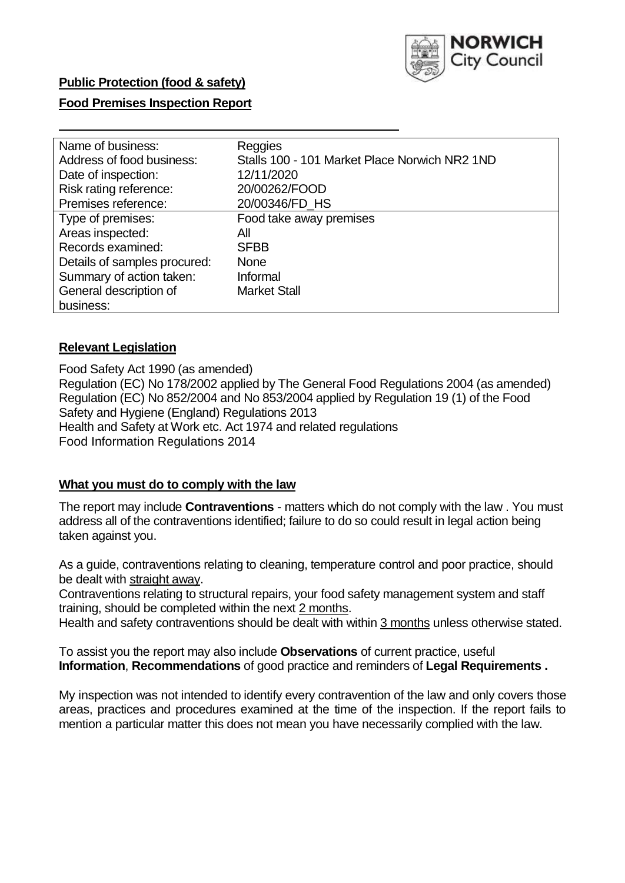**Public Protection (food & safety)**

**Food Premises Inspection Report**

| | |
|---|---|
| Name of business: | Reggies |
| Address of food business: | Stalls 100 - 101 Market Place Norwich NR2 1ND |
| Date of inspection: | 12/11/2020 |
| Risk rating reference: | 20/00262/FOOD |
| Premises reference: | 20/00346/FD_HS |
| Type of premises: | Food take away premises |
| Areas inspected: | All |
| Records examined: | SFBB |
| Details of samples procured: | None |
| Summary of action taken: | Informal |
| General description of business: | Market Stall |

## Relevant Legislation

Food Safety Act 1990 (as amended)
Regulation (EC) No 178/2002 applied by The General Food Regulations 2004 (as amended)
Regulation (EC) No 852/2004 and No 853/2004 applied by Regulation 19 (1) of the Food Safety and Hygiene (England) Regulations 2013
Health and Safety at Work etc. Act 1974 and related regulations
Food Information Regulations 2014

## What you must do to comply with the law

The report may include **Contraventions** - matters which do not comply with the law . You must address all of the contraventions identified; failure to do so could result in legal action being taken against you.

As a guide, contraventions relating to cleaning, temperature control and poor practice, should be dealt with straight away.

Contraventions relating to structural repairs, your food safety management system and staff training, should be completed within the next 2 months.

Health and safety contraventions should be dealt with within 3 months unless otherwise stated.

To assist you the report may also include **Observations** of current practice, useful **Information**, **Recommendations** of good practice and reminders of **Legal Requirements .**

My inspection was not intended to identify every contravention of the law and only covers those areas, practices and procedures examined at the time of the inspection. If the report fails to mention a particular matter this does not mean you have necessarily complied with the law.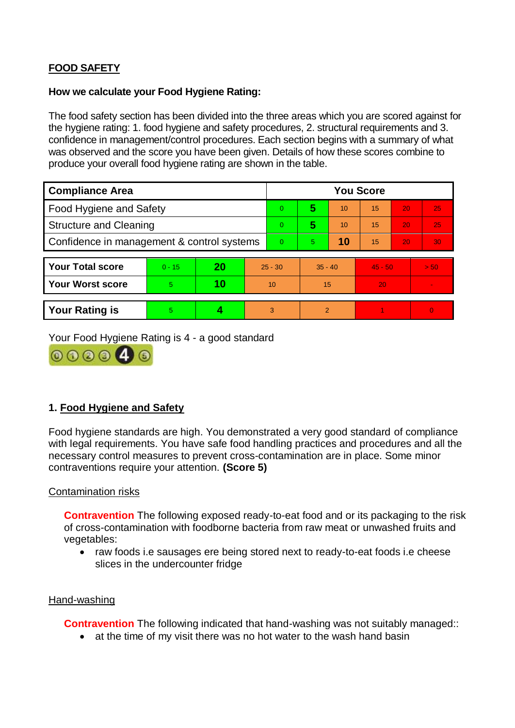## FOOD SAFETY

**How we calculate your Food Hygiene Rating:**

The food safety section has been divided into the three areas which you are scored against for the hygiene rating: 1. food hygiene and safety procedures, 2. structural requirements and 3. confidence in management/control procedures. Each section begins with a summary of what was observed and the score you have been given. Details of how these scores combine to produce your overall food hygiene rating are shown in the table.

| Compliance Area | You Score | | | | | |
|---|---|---|---|---|---|---|
| Food Hygiene and Safety | 0 | **5** | 10 | 15 | 20 | 25 |
| Structure and Cleaning | 0 | **5** | 10 | 15 | 20 | 25 |
| Confidence in management & control systems | 0 | 5 | **10** | 15 | 20 | 30 |

| | | | | | | |
|---|---|---|---|---|---|---|
| **Your Total score** | 0 - 15 | **20** | 25 - 30 | 35 - 40 | 45 - 50 | > 50 |
| **Your Worst score** | 5 | **10** | 10 | 15 | 20 | - |

| | | | | | | |
|---|---|---|---|---|---|---|
| **Your Rating is** | 5 | **4** | 3 | 2 | 1 | 0 |

Your Food Hygiene Rating is 4 - a good standard

### 1. Food Hygiene and Safety

Food hygiene standards are high. You demonstrated a very good standard of compliance with legal requirements. You have safe food handling practices and procedures and all the necessary control measures to prevent cross-contamination are in place. Some minor contraventions require your attention. **(Score 5)**

Contamination risks

**Contravention** The following exposed ready-to-eat food and or its packaging to the risk of cross-contamination with foodborne bacteria from raw meat or unwashed fruits and vegetables:

- raw foods i.e sausages ere being stored next to ready-to-eat foods i.e cheese slices in the undercounter fridge

Hand-washing

**Contravention** The following indicated that hand-washing was not suitably managed::

- at the time of my visit there was no hot water to the wash hand basin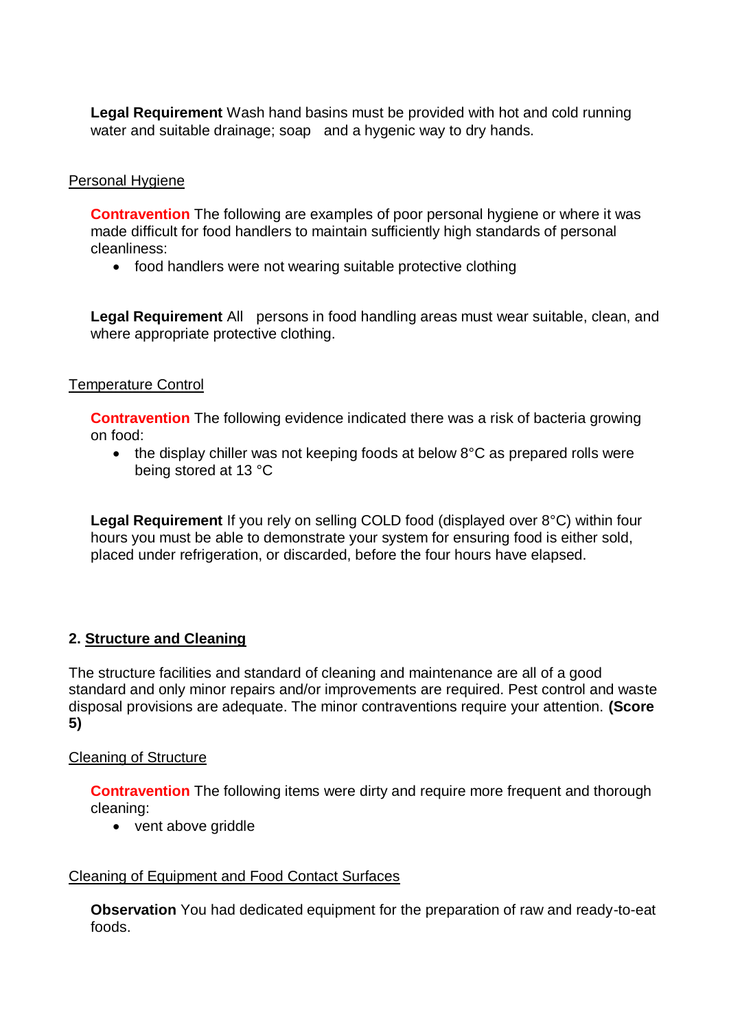**Legal Requirement** Wash hand basins must be provided with hot and cold running water and suitable drainage; soap and a hygenic way to dry hands.

Personal Hygiene

**Contravention** The following are examples of poor personal hygiene or where it was made difficult for food handlers to maintain sufficiently high standards of personal cleanliness:

- food handlers were not wearing suitable protective clothing

**Legal Requirement** All persons in food handling areas must wear suitable, clean, and where appropriate protective clothing.

Temperature Control

**Contravention** The following evidence indicated there was a risk of bacteria growing on food:

- the display chiller was not keeping foods at below 8°C as prepared rolls were being stored at 13 °C

**Legal Requirement** If you rely on selling COLD food (displayed over 8°C) within four hours you must be able to demonstrate your system for ensuring food is either sold, placed under refrigeration, or discarded, before the four hours have elapsed.

## 2. Structure and Cleaning

The structure facilities and standard of cleaning and maintenance are all of a good standard and only minor repairs and/or improvements are required. Pest control and waste disposal provisions are adequate. The minor contraventions require your attention. **(Score 5)**

Cleaning of Structure

**Contravention** The following items were dirty and require more frequent and thorough cleaning:

- vent above griddle

Cleaning of Equipment and Food Contact Surfaces

**Observation** You had dedicated equipment for the preparation of raw and ready-to-eat foods.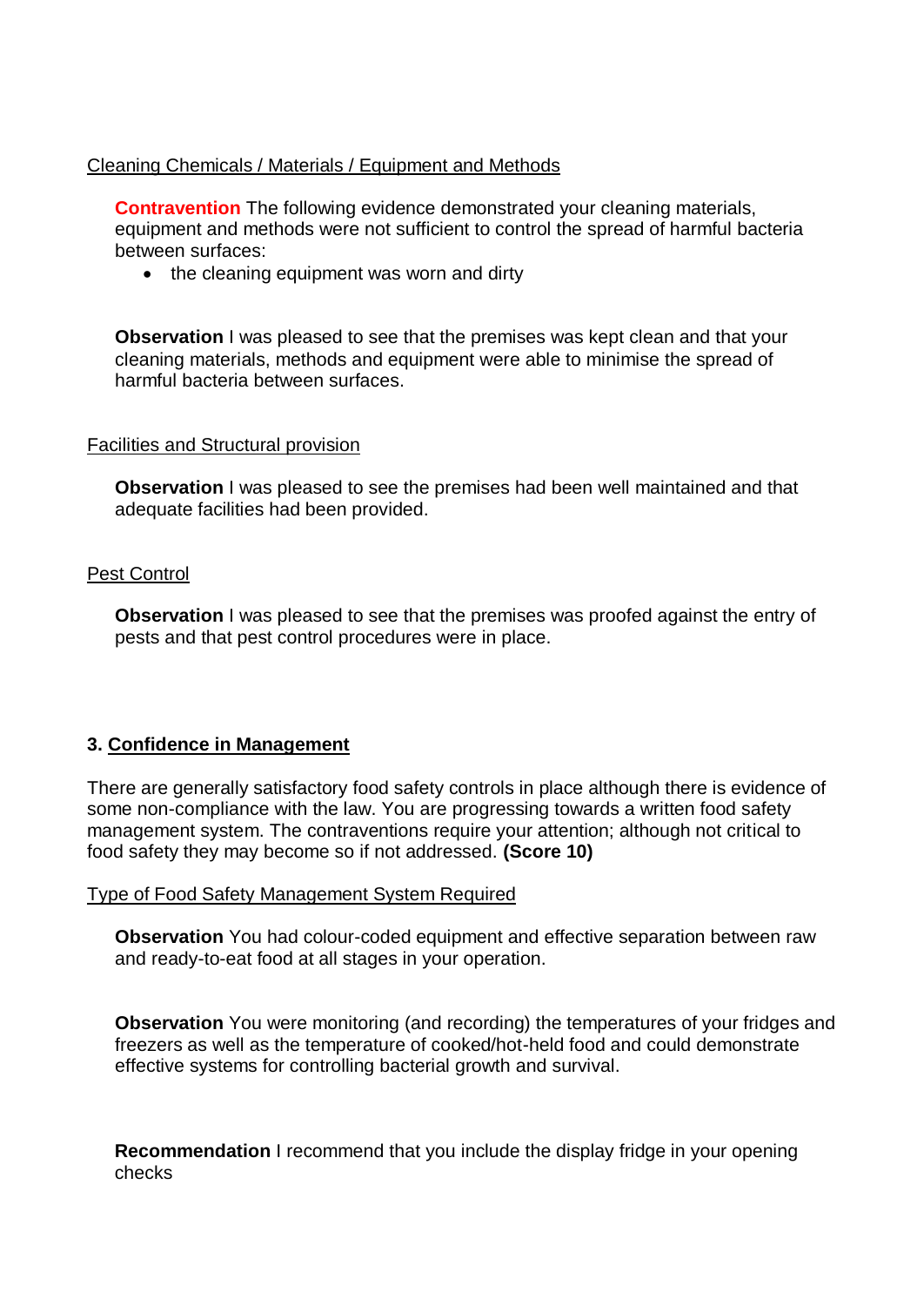Cleaning Chemicals / Materials / Equipment and Methods

**Contravention** The following evidence demonstrated your cleaning materials, equipment and methods were not sufficient to control the spread of harmful bacteria between surfaces:

- the cleaning equipment was worn and dirty

**Observation** I was pleased to see that the premises was kept clean and that your cleaning materials, methods and equipment were able to minimise the spread of harmful bacteria between surfaces.

Facilities and Structural provision

**Observation** I was pleased to see the premises had been well maintained and that adequate facilities had been provided.

Pest Control

**Observation** I was pleased to see that the premises was proofed against the entry of pests and that pest control procedures were in place.

## 3. Confidence in Management

There are generally satisfactory food safety controls in place although there is evidence of some non-compliance with the law. You are progressing towards a written food safety management system. The contraventions require your attention; although not critical to food safety they may become so if not addressed. **(Score 10)**

Type of Food Safety Management System Required

**Observation** You had colour-coded equipment and effective separation between raw and ready-to-eat food at all stages in your operation.

**Observation** You were monitoring (and recording) the temperatures of your fridges and freezers as well as the temperature of cooked/hot-held food and could demonstrate effective systems for controlling bacterial growth and survival.

**Recommendation** I recommend that you include the display fridge in your opening checks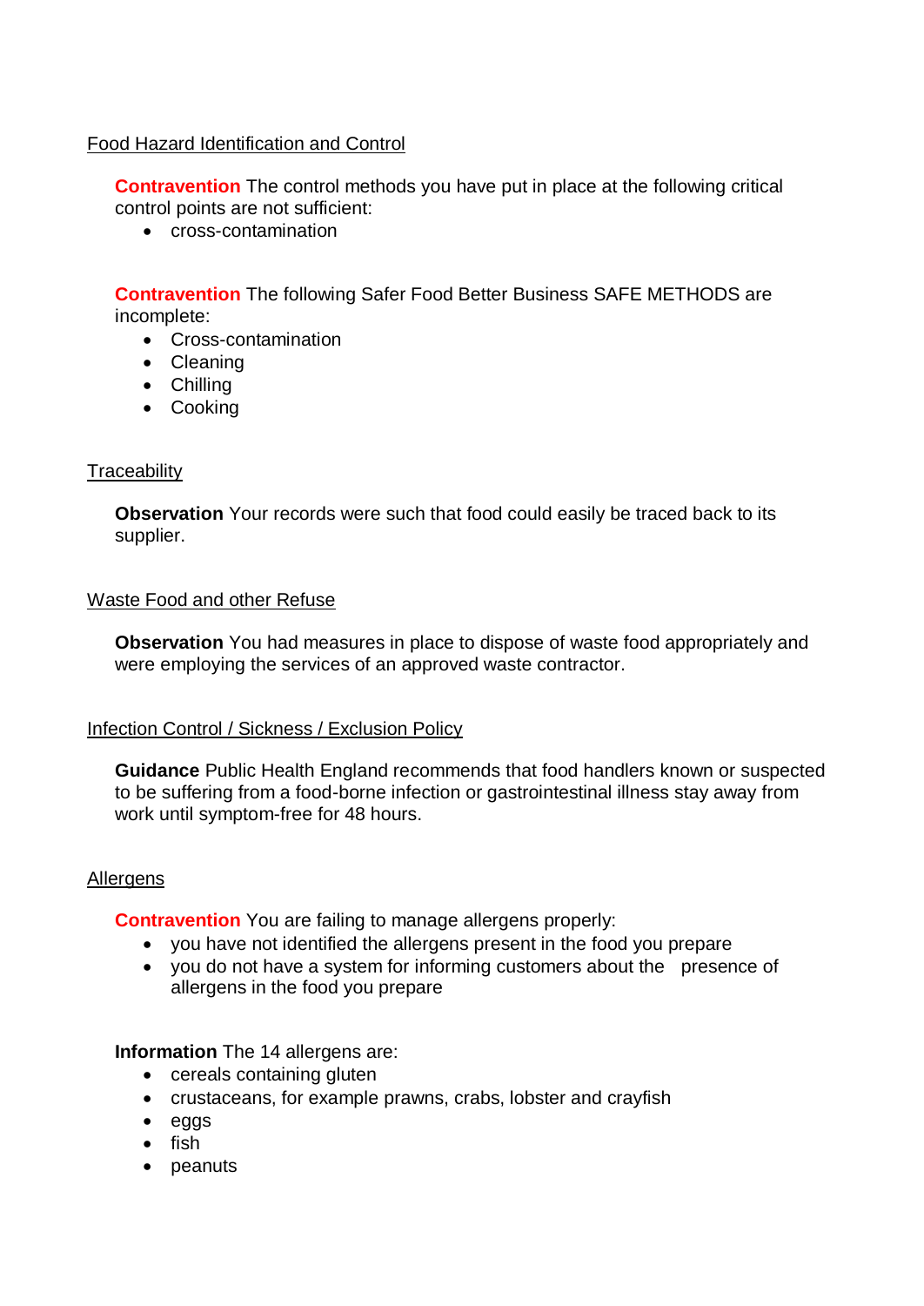Food Hazard Identification and Control

**Contravention** The control methods you have put in place at the following critical control points are not sufficient:

- cross-contamination

**Contravention** The following Safer Food Better Business SAFE METHODS are incomplete:

- Cross-contamination
- Cleaning
- Chilling
- Cooking

Traceability

**Observation** Your records were such that food could easily be traced back to its supplier.

Waste Food and other Refuse

**Observation** You had measures in place to dispose of waste food appropriately and were employing the services of an approved waste contractor.

Infection Control / Sickness / Exclusion Policy

**Guidance** Public Health England recommends that food handlers known or suspected to be suffering from a food-borne infection or gastrointestinal illness stay away from work until symptom-free for 48 hours.

Allergens

**Contravention** You are failing to manage allergens properly:

- you have not identified the allergens present in the food you prepare
- you do not have a system for informing customers about the presence of allergens in the food you prepare

**Information** The 14 allergens are:

- cereals containing gluten
- crustaceans, for example prawns, crabs, lobster and crayfish
- eggs
- fish
- peanuts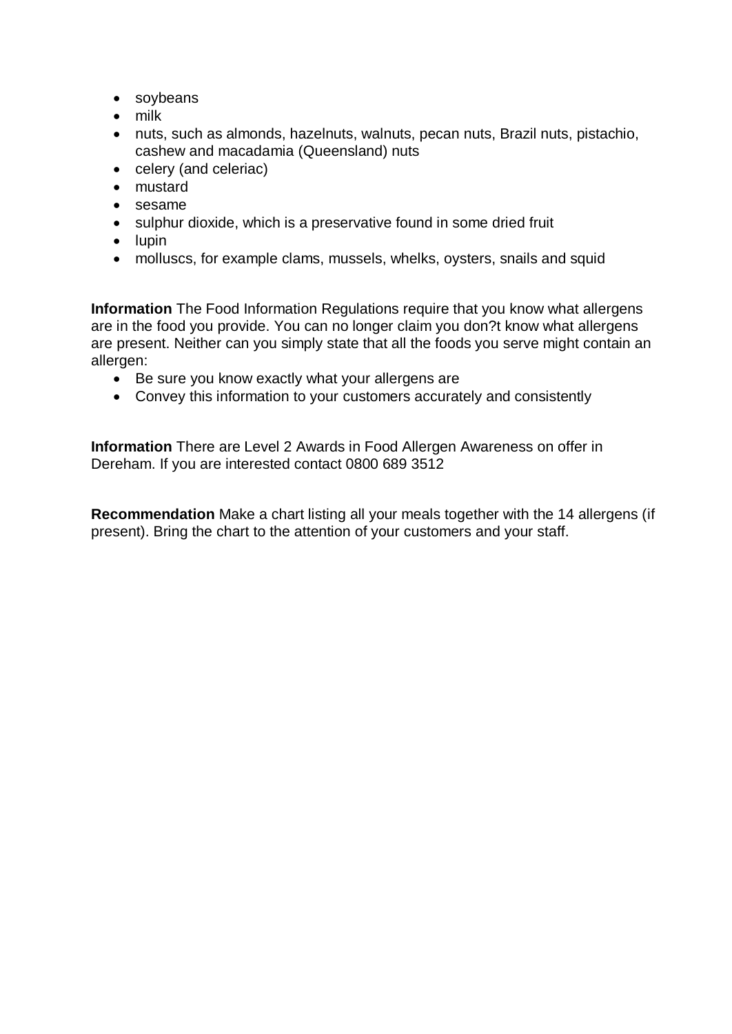- soybeans
- milk
- nuts, such as almonds, hazelnuts, walnuts, pecan nuts, Brazil nuts, pistachio, cashew and macadamia (Queensland) nuts
- celery (and celeriac)
- mustard
- sesame
- sulphur dioxide, which is a preservative found in some dried fruit
- lupin
- molluscs, for example clams, mussels, whelks, oysters, snails and squid

**Information** The Food Information Regulations require that you know what allergens are in the food you provide. You can no longer claim you don?t know what allergens are present. Neither can you simply state that all the foods you serve might contain an allergen:

- Be sure you know exactly what your allergens are
- Convey this information to your customers accurately and consistently

**Information** There are Level 2 Awards in Food Allergen Awareness on offer in Dereham. If you are interested contact 0800 689 3512

**Recommendation** Make a chart listing all your meals together with the 14 allergens (if present). Bring the chart to the attention of your customers and your staff.